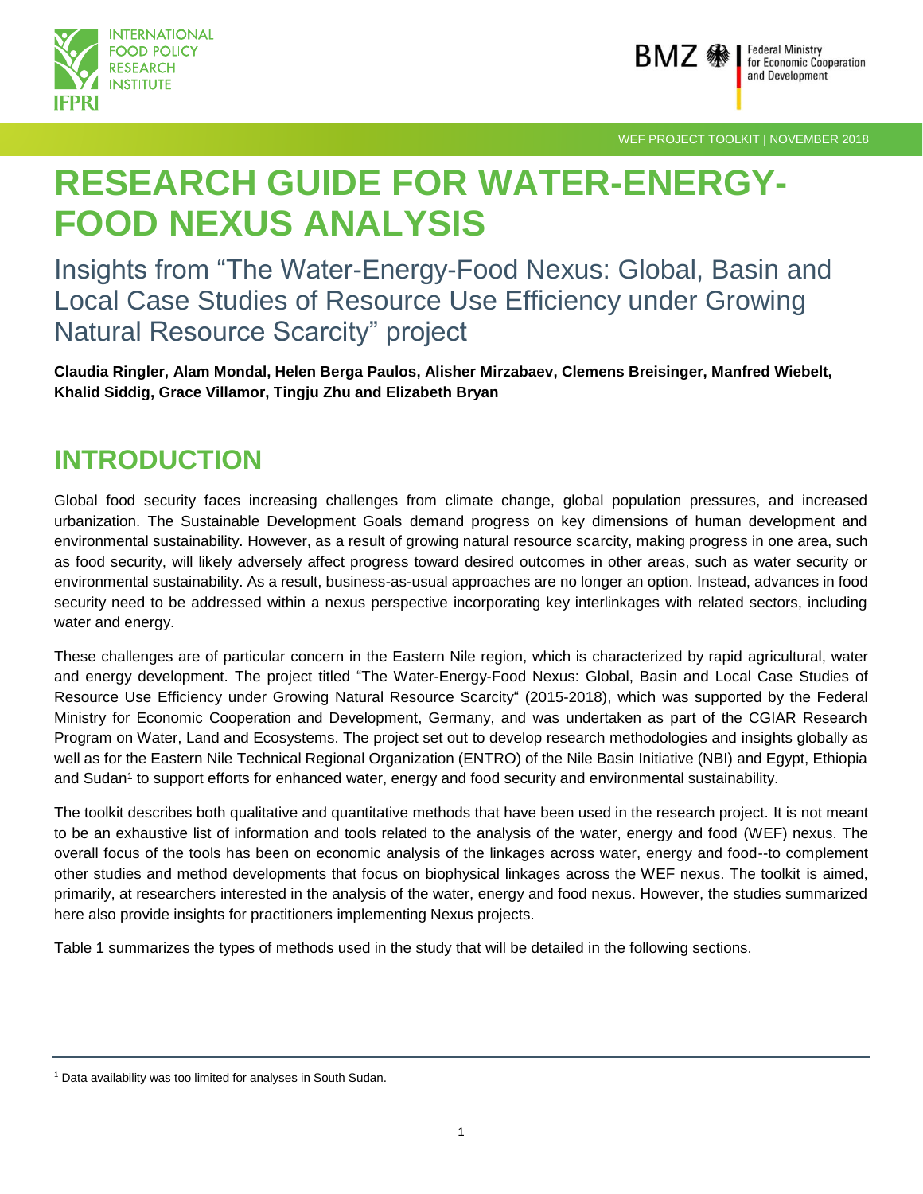WEF PROJECT TOOLKIT | NOVEMBER 2018

# RESEARCH GUIDE FOR WATER-ENERGY-FOOD NEXUS ANALYSIS

## Insights from "The Water-Energy-Food Nexus: Global, Basin and Local Case Studies of Resource Use Efficiency under Growing Natural Resource Scarcity" project

**Claudia Ringler, Alam Mondal, Helen Berga Paulos, Alisher Mirzabaev, Clemens Breisinger, Manfred Wiebelt, Khalid Siddig, Grace Villamor, Tingju Zhu and Elizabeth Bryan**

## INTRODUCTION

Global food security faces increasing challenges from climate change, global population pressures, and increased urbanization. The Sustainable Development Goals demand progress on key dimensions of human development and environmental sustainability. However, as a result of growing natural resource scarcity, making progress in one area, such as food security, will likely adversely affect progress toward desired outcomes in other areas, such as water security or environmental sustainability. As a result, business-as-usual approaches are no longer an option. Instead, advances in food security need to be addressed within a nexus perspective incorporating key interlinkages with related sectors, including water and energy.

These challenges are of particular concern in the Eastern Nile region, which is characterized by rapid agricultural, water and energy development. The project titled "The Water-Energy-Food Nexus: Global, Basin and Local Case Studies of Resource Use Efficiency under Growing Natural Resource Scarcity" (2015-2018), which was supported by the Federal Ministry for Economic Cooperation and Development, Germany, and was undertaken as part of the CGIAR Research Program on Water, Land and Ecosystems. The project set out to develop research methodologies and insights globally as well as for the Eastern Nile Technical Regional Organization (ENTRO) of the Nile Basin Initiative (NBI) and Egypt, Ethiopia and Sudan[1] to support efforts for enhanced water, energy and food security and environmental sustainability.

The toolkit describes both qualitative and quantitative methods that have been used in the research project. It is not meant to be an exhaustive list of information and tools related to the analysis of the water, energy and food (WEF) nexus. The overall focus of the tools has been on economic analysis of the linkages across water, energy and food--to complement other studies and method developments that focus on biophysical linkages across the WEF nexus. The toolkit is aimed, primarily, at researchers interested in the analysis of the water, energy and food nexus. However, the studies summarized here also provide insights for practitioners implementing Nexus projects.

Table 1 summarizes the types of methods used in the study that will be detailed in the following sections.

---

[1] Data availability was too limited for analyses in South Sudan.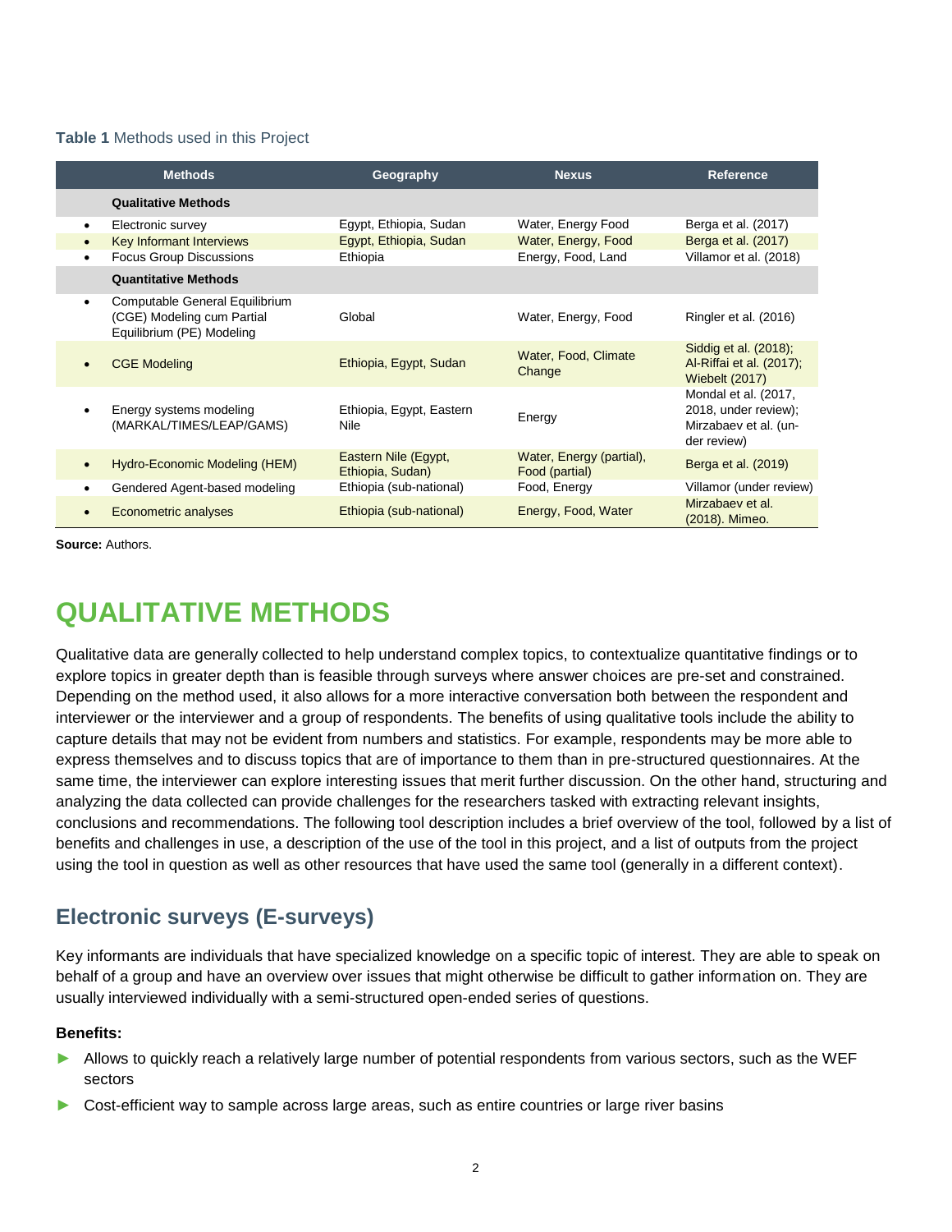**Table 1** Methods used in this Project

| Methods | Geography | Nexus | Reference |
|---|---|---|---|
| **Qualitative Methods** | | | |
| • Electronic survey | Egypt, Ethiopia, Sudan | Water, Energy Food | Berga et al. (2017) |
| • Key Informant Interviews | Egypt, Ethiopia, Sudan | Water, Energy, Food | Berga et al. (2017) |
| • Focus Group Discussions | Ethiopia | Energy, Food, Land | Villamor et al. (2018) |
| **Quantitative Methods** | | | |
| • Computable General Equilibrium (CGE) Modeling cum Partial Equilibrium (PE) Modeling | Global | Water, Energy, Food | Ringler et al. (2016) |
| • CGE Modeling | Ethiopia, Egypt, Sudan | Water, Food, Climate Change | Siddig et al. (2018); Al-Riffai et al. (2017); Wiebelt (2017) |
| • Energy systems modeling (MARKAL/TIMES/LEAP/GAMS) | Ethiopia, Egypt, Eastern Nile | Energy | Mondal et al. (2017, 2018, under review); Mirzabaev et al. (under review) |
| • Hydro-Economic Modeling (HEM) | Eastern Nile (Egypt, Ethiopia, Sudan) | Water, Energy (partial), Food (partial) | Berga et al. (2019) |
| • Gendered Agent-based modeling | Ethiopia (sub-national) | Food, Energy | Villamor (under review) |
| • Econometric analyses | Ethiopia (sub-national) | Energy, Food, Water | Mirzabaev et al. (2018). Mimeo. |

**Source:** Authors.

# QUALITATIVE METHODS

Qualitative data are generally collected to help understand complex topics, to contextualize quantitative findings or to explore topics in greater depth than is feasible through surveys where answer choices are pre-set and constrained. Depending on the method used, it also allows for a more interactive conversation both between the respondent and interviewer or the interviewer and a group of respondents. The benefits of using qualitative tools include the ability to capture details that may not be evident from numbers and statistics. For example, respondents may be more able to express themselves and to discuss topics that are of importance to them than in pre-structured questionnaires. At the same time, the interviewer can explore interesting issues that merit further discussion. On the other hand, structuring and analyzing the data collected can provide challenges for the researchers tasked with extracting relevant insights, conclusions and recommendations. The following tool description includes a brief overview of the tool, followed by a list of benefits and challenges in use, a description of the use of the tool in this project, and a list of outputs from the project using the tool in question as well as other resources that have used the same tool (generally in a different context).

## Electronic surveys (E-surveys)

Key informants are individuals that have specialized knowledge on a specific topic of interest. They are able to speak on behalf of a group and have an overview over issues that might otherwise be difficult to gather information on. They are usually interviewed individually with a semi-structured open-ended series of questions.

**Benefits:**

- Allows to quickly reach a relatively large number of potential respondents from various sectors, such as the WEF sectors
- Cost-efficient way to sample across large areas, such as entire countries or large river basins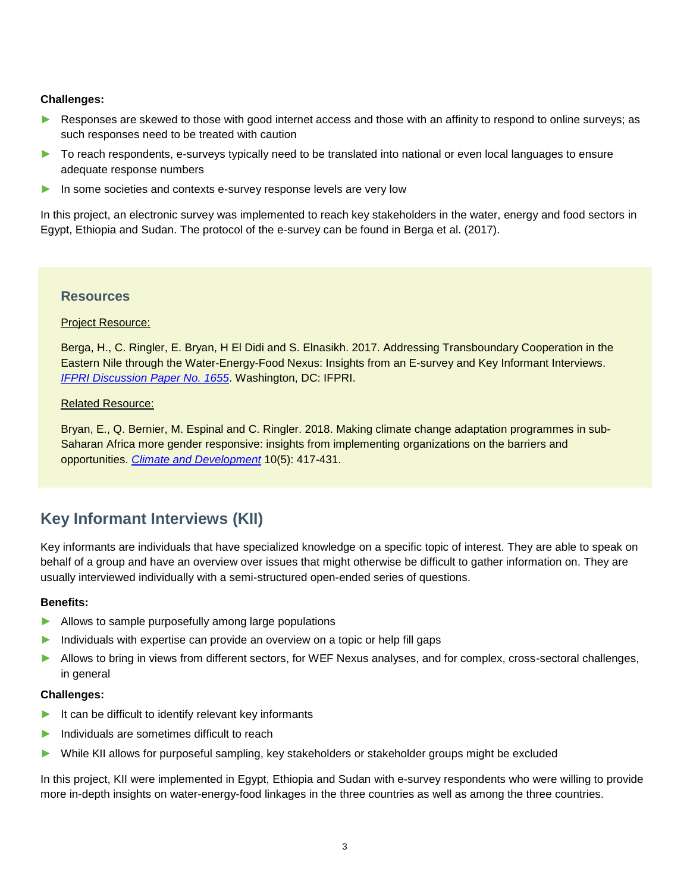**Challenges:**

- Responses are skewed to those with good internet access and those with an affinity to respond to online surveys; as such responses need to be treated with caution
- To reach respondents, e-surveys typically need to be translated into national or even local languages to ensure adequate response numbers
- In some societies and contexts e-survey response levels are very low

In this project, an electronic survey was implemented to reach key stakeholders in the water, energy and food sectors in Egypt, Ethiopia and Sudan. The protocol of the e-survey can be found in Berga et al. (2017).

### Resources

Project Resource:

Berga, H., C. Ringler, E. Bryan, H El Didi and S. Elnasikh. 2017. Addressing Transboundary Cooperation in the Eastern Nile through the Water-Energy-Food Nexus: Insights from an E-survey and Key Informant Interviews. *IFPRI Discussion Paper No. 1655*. Washington, DC: IFPRI.

Related Resource:

Bryan, E., Q. Bernier, M. Espinal and C. Ringler. 2018. Making climate change adaptation programmes in sub-Saharan Africa more gender responsive: insights from implementing organizations on the barriers and opportunities. *Climate and Development* 10(5): 417-431.

## Key Informant Interviews (KII)

Key informants are individuals that have specialized knowledge on a specific topic of interest. They are able to speak on behalf of a group and have an overview over issues that might otherwise be difficult to gather information on. They are usually interviewed individually with a semi-structured open-ended series of questions.

**Benefits:**

- Allows to sample purposefully among large populations
- Individuals with expertise can provide an overview on a topic or help fill gaps
- Allows to bring in views from different sectors, for WEF Nexus analyses, and for complex, cross-sectoral challenges, in general

**Challenges:**

- It can be difficult to identify relevant key informants
- Individuals are sometimes difficult to reach
- While KII allows for purposeful sampling, key stakeholders or stakeholder groups might be excluded

In this project, KII were implemented in Egypt, Ethiopia and Sudan with e-survey respondents who were willing to provide more in-depth insights on water-energy-food linkages in the three countries as well as among the three countries.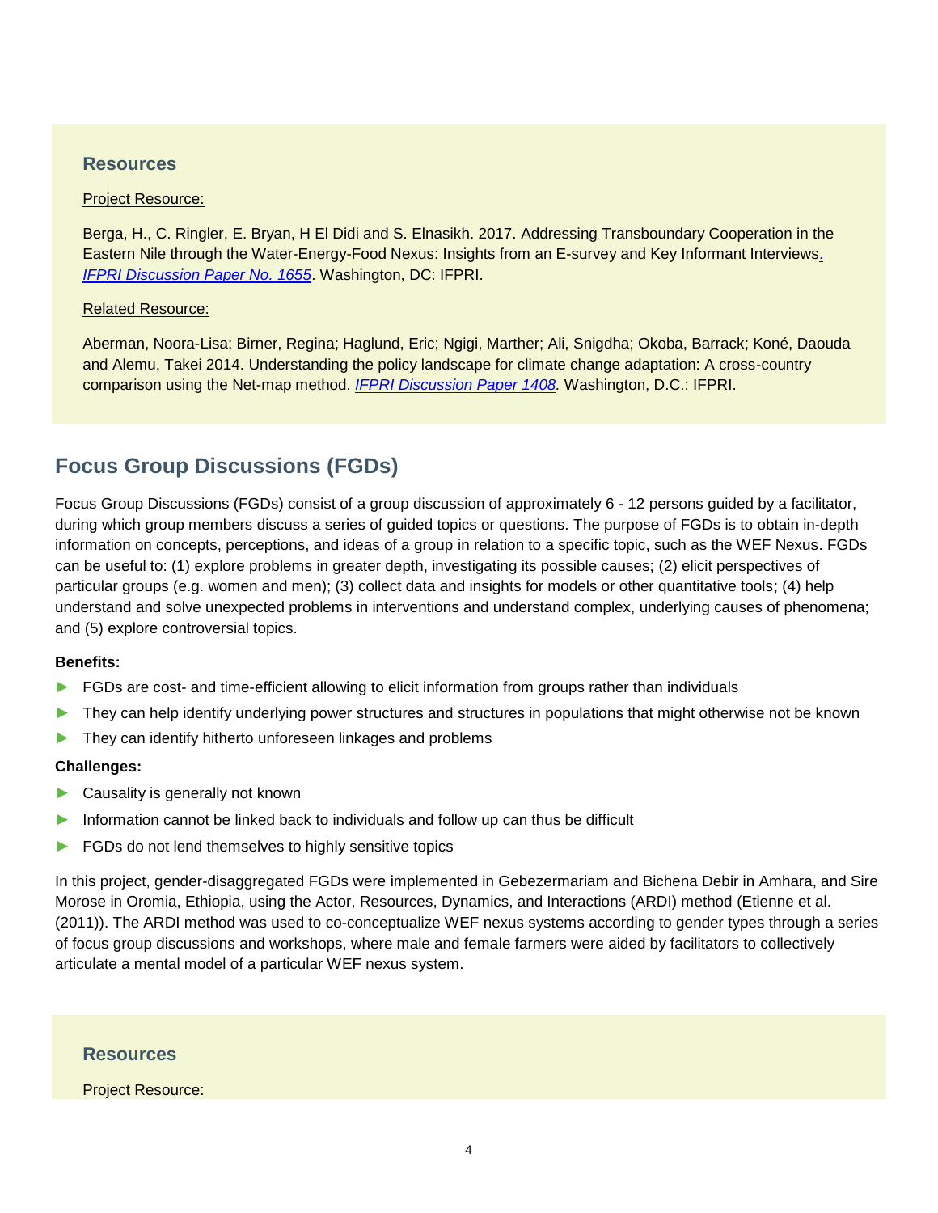### Resources

Project Resource:

Berga, H., C. Ringler, E. Bryan, H El Didi and S. Elnasikh. 2017. Addressing Transboundary Cooperation in the Eastern Nile through the Water-Energy-Food Nexus: Insights from an E-survey and Key Informant Interviews. *IFPRI Discussion Paper No. 1655*. Washington, DC: IFPRI.

Related Resource:

Aberman, Noora-Lisa; Birner, Regina; Haglund, Eric; Ngigi, Marther; Ali, Snigdha; Okoba, Barrack; Koné, Daouda and Alemu, Takei 2014. Understanding the policy landscape for climate change adaptation: A cross-country comparison using the Net-map method. *IFPRI Discussion Paper 1408.* Washington, D.C.: IFPRI.

## Focus Group Discussions (FGDs)

Focus Group Discussions (FGDs) consist of a group discussion of approximately 6 - 12 persons guided by a facilitator, during which group members discuss a series of guided topics or questions. The purpose of FGDs is to obtain in-depth information on concepts, perceptions, and ideas of a group in relation to a specific topic, such as the WEF Nexus. FGDs can be useful to: (1) explore problems in greater depth, investigating its possible causes; (2) elicit perspectives of particular groups (e.g. women and men); (3) collect data and insights for models or other quantitative tools; (4) help understand and solve unexpected problems in interventions and understand complex, underlying causes of phenomena; and (5) explore controversial topics.

**Benefits:**

- FGDs are cost- and time-efficient allowing to elicit information from groups rather than individuals
- They can help identify underlying power structures and structures in populations that might otherwise not be known
- They can identify hitherto unforeseen linkages and problems

**Challenges:**

- Causality is generally not known
- Information cannot be linked back to individuals and follow up can thus be difficult
- FGDs do not lend themselves to highly sensitive topics

In this project, gender-disaggregated FGDs were implemented in Gebezermariam and Bichena Debir in Amhara, and Sire Morose in Oromia, Ethiopia, using the Actor, Resources, Dynamics, and Interactions (ARDI) method (Etienne et al. (2011)). The ARDI method was used to co-conceptualize WEF nexus systems according to gender types through a series of focus group discussions and workshops, where male and female farmers were aided by facilitators to collectively articulate a mental model of a particular WEF nexus system.

### Resources

Project Resource: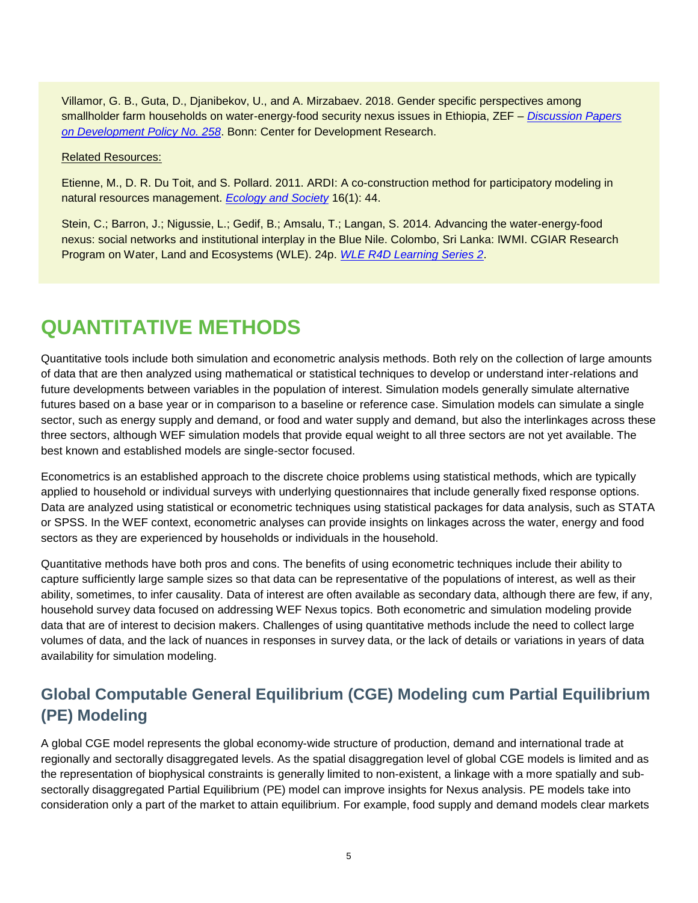Villamor, G. B., Guta, D., Djanibekov, U., and A. Mirzabaev. 2018. Gender specific perspectives among smallholder farm households on water-energy-food security nexus issues in Ethiopia, ZEF – *Discussion Papers on Development Policy No. 258*. Bonn: Center for Development Research.

Related Resources:

Etienne, M., D. R. Du Toit, and S. Pollard. 2011. ARDI: A co-construction method for participatory modeling in natural resources management. *Ecology and Society* 16(1): 44.

Stein, C.; Barron, J.; Nigussie, L.; Gedif, B.; Amsalu, T.; Langan, S. 2014. Advancing the water-energy-food nexus: social networks and institutional interplay in the Blue Nile. Colombo, Sri Lanka: IWMI. CGIAR Research Program on Water, Land and Ecosystems (WLE). 24p. *WLE R4D Learning Series 2*.

# QUANTITATIVE METHODS

Quantitative tools include both simulation and econometric analysis methods. Both rely on the collection of large amounts of data that are then analyzed using mathematical or statistical techniques to develop or understand inter-relations and future developments between variables in the population of interest. Simulation models generally simulate alternative futures based on a base year or in comparison to a baseline or reference case. Simulation models can simulate a single sector, such as energy supply and demand, or food and water supply and demand, but also the interlinkages across these three sectors, although WEF simulation models that provide equal weight to all three sectors are not yet available. The best known and established models are single-sector focused.

Econometrics is an established approach to the discrete choice problems using statistical methods, which are typically applied to household or individual surveys with underlying questionnaires that include generally fixed response options. Data are analyzed using statistical or econometric techniques using statistical packages for data analysis, such as STATA or SPSS. In the WEF context, econometric analyses can provide insights on linkages across the water, energy and food sectors as they are experienced by households or individuals in the household.

Quantitative methods have both pros and cons. The benefits of using econometric techniques include their ability to capture sufficiently large sample sizes so that data can be representative of the populations of interest, as well as their ability, sometimes, to infer causality. Data of interest are often available as secondary data, although there are few, if any, household survey data focused on addressing WEF Nexus topics. Both econometric and simulation modeling provide data that are of interest to decision makers. Challenges of using quantitative methods include the need to collect large volumes of data, and the lack of nuances in responses in survey data, or the lack of details or variations in years of data availability for simulation modeling.

## Global Computable General Equilibrium (CGE) Modeling cum Partial Equilibrium (PE) Modeling

A global CGE model represents the global economy-wide structure of production, demand and international trade at regionally and sectorally disaggregated levels. As the spatial disaggregation level of global CGE models is limited and as the representation of biophysical constraints is generally limited to non-existent, a linkage with a more spatially and sub-sectorally disaggregated Partial Equilibrium (PE) model can improve insights for Nexus analysis. PE models take into consideration only a part of the market to attain equilibrium. For example, food supply and demand models clear markets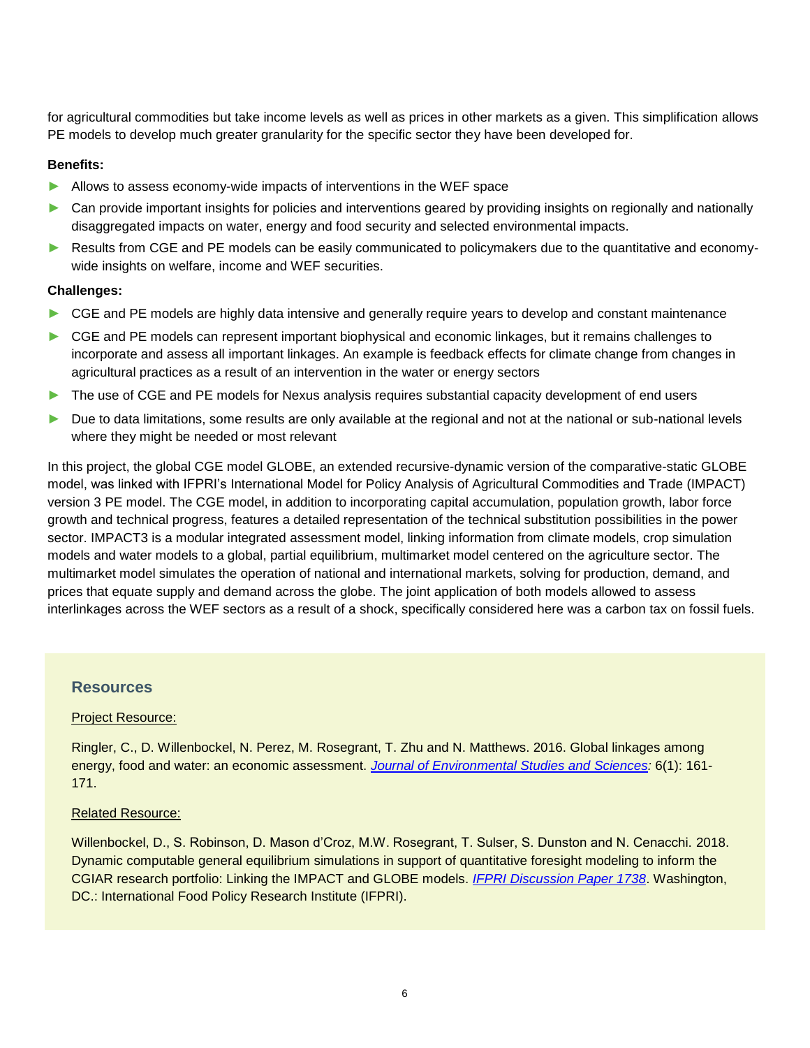for agricultural commodities but take income levels as well as prices in other markets as a given. This simplification allows PE models to develop much greater granularity for the specific sector they have been developed for.

**Benefits:**

- Allows to assess economy-wide impacts of interventions in the WEF space
- Can provide important insights for policies and interventions geared by providing insights on regionally and nationally disaggregated impacts on water, energy and food security and selected environmental impacts.
- Results from CGE and PE models can be easily communicated to policymakers due to the quantitative and economy-wide insights on welfare, income and WEF securities.

**Challenges:**

- CGE and PE models are highly data intensive and generally require years to develop and constant maintenance
- CGE and PE models can represent important biophysical and economic linkages, but it remains challenges to incorporate and assess all important linkages. An example is feedback effects for climate change from changes in agricultural practices as a result of an intervention in the water or energy sectors
- The use of CGE and PE models for Nexus analysis requires substantial capacity development of end users
- Due to data limitations, some results are only available at the regional and not at the national or sub-national levels where they might be needed or most relevant

In this project, the global CGE model GLOBE, an extended recursive-dynamic version of the comparative-static GLOBE model, was linked with IFPRI's International Model for Policy Analysis of Agricultural Commodities and Trade (IMPACT) version 3 PE model. The CGE model, in addition to incorporating capital accumulation, population growth, labor force growth and technical progress, features a detailed representation of the technical substitution possibilities in the power sector. IMPACT3 is a modular integrated assessment model, linking information from climate models, crop simulation models and water models to a global, partial equilibrium, multimarket model centered on the agriculture sector. The multimarket model simulates the operation of national and international markets, solving for production, demand, and prices that equate supply and demand across the globe. The joint application of both models allowed to assess interlinkages across the WEF sectors as a result of a shock, specifically considered here was a carbon tax on fossil fuels.

### Resources

Project Resource:

Ringler, C., D. Willenbockel, N. Perez, M. Rosegrant, T. Zhu and N. Matthews. 2016. Global linkages among energy, food and water: an economic assessment. *Journal of Environmental Studies and Sciences:* 6(1): 161-171.

Related Resource:

Willenbockel, D., S. Robinson, D. Mason d'Croz, M.W. Rosegrant, T. Sulser, S. Dunston and N. Cenacchi. 2018. Dynamic computable general equilibrium simulations in support of quantitative foresight modeling to inform the CGIAR research portfolio: Linking the IMPACT and GLOBE models. *IFPRI Discussion Paper 1738*. Washington, DC.: International Food Policy Research Institute (IFPRI).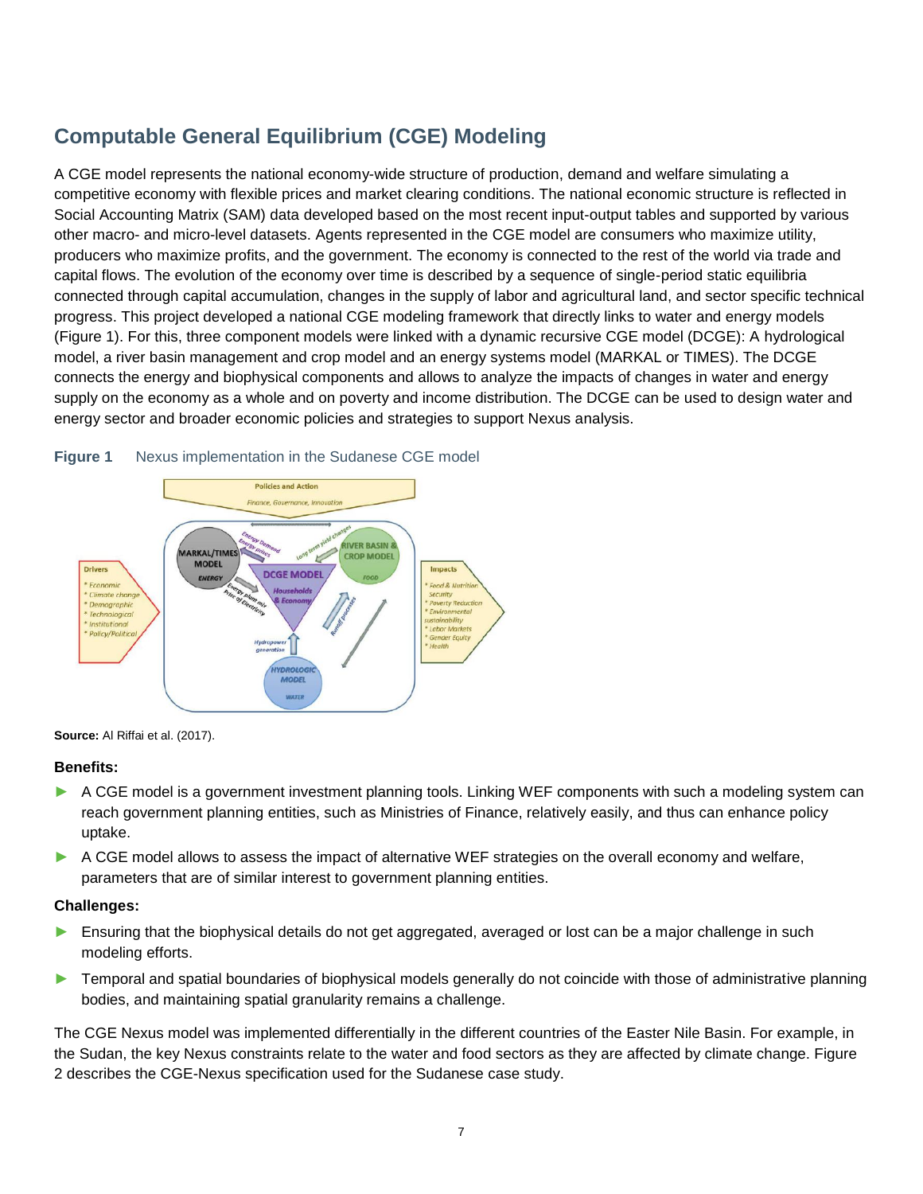## Computable General Equilibrium (CGE) Modeling

A CGE model represents the national economy-wide structure of production, demand and welfare simulating a competitive economy with flexible prices and market clearing conditions. The national economic structure is reflected in Social Accounting Matrix (SAM) data developed based on the most recent input-output tables and supported by various other macro- and micro-level datasets. Agents represented in the CGE model are consumers who maximize utility, producers who maximize profits, and the government. The economy is connected to the rest of the world via trade and capital flows. The evolution of the economy over time is described by a sequence of single-period static equilibria connected through capital accumulation, changes in the supply of labor and agricultural land, and sector specific technical progress. This project developed a national CGE modeling framework that directly links to water and energy models (Figure 1). For this, three component models were linked with a dynamic recursive CGE model (DCGE): A hydrological model, a river basin management and crop model and an energy systems model (MARKAL or TIMES). The DCGE connects the energy and biophysical components and allows to analyze the impacts of changes in water and energy supply on the economy as a whole and on poverty and income distribution. The DCGE can be used to design water and energy sector and broader economic policies and strategies to support Nexus analysis.

**Figure 1** Nexus implementation in the Sudanese CGE model

**Source:** Al Riffai et al. (2017).

**Benefits:**

- A CGE model is a government investment planning tools. Linking WEF components with such a modeling system can reach government planning entities, such as Ministries of Finance, relatively easily, and thus can enhance policy uptake.
- A CGE model allows to assess the impact of alternative WEF strategies on the overall economy and welfare, parameters that are of similar interest to government planning entities.

**Challenges:**

- Ensuring that the biophysical details do not get aggregated, averaged or lost can be a major challenge in such modeling efforts.
- Temporal and spatial boundaries of biophysical models generally do not coincide with those of administrative planning bodies, and maintaining spatial granularity remains a challenge.

The CGE Nexus model was implemented differentially in the different countries of the Easter Nile Basin. For example, in the Sudan, the key Nexus constraints relate to the water and food sectors as they are affected by climate change. Figure 2 describes the CGE-Nexus specification used for the Sudanese case study.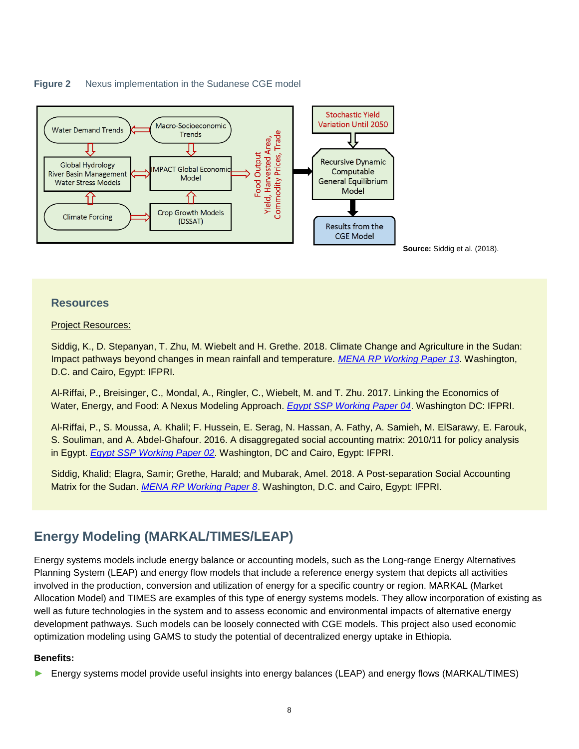**Figure 2** Nexus implementation in the Sudanese CGE model

Water Demand Trends | Macro-Socioeconomic Trends | Global Hydrology River Basin Management Water Stress Models | IMPACT Global Economic Model | Climate Forcing | Crop Growth Models (DSSAT) | Food Output Yield, Harvested Area, Commodity Prices, Trade | Stochastic Yield Variation Until 2050 | Recursive Dynamic Computable General Equilibrium Model | Results from the CGE Model

**Source:** Siddig et al. (2018).

## Resources

Project Resources:

Siddig, K., D. Stepanyan, T. Zhu, M. Wiebelt and H. Grethe. 2018. Climate Change and Agriculture in the Sudan: Impact pathways beyond changes in mean rainfall and temperature. *MENA RP Working Paper 13*. Washington, D.C. and Cairo, Egypt: IFPRI.

Al-Riffai, P., Breisinger, C., Mondal, A., Ringler, C., Wiebelt, M. and T. Zhu. 2017. Linking the Economics of Water, Energy, and Food: A Nexus Modeling Approach. *Egypt SSP Working Paper 04*. Washington DC: IFPRI.

Al-Riffai, P., S. Moussa, A. Khalil; F. Hussein, E. Serag, N. Hassan, A. Fathy, A. Samieh, M. ElSarawy, E. Farouk, S. Souliman, and A. Abdel-Ghafour. 2016. A disaggregated social accounting matrix: 2010/11 for policy analysis in Egypt. *Egypt SSP Working Paper 02*. Washington, DC and Cairo, Egypt: IFPRI.

Siddig, Khalid; Elagra, Samir; Grethe, Harald; and Mubarak, Amel. 2018. A Post-separation Social Accounting Matrix for the Sudan. *MENA RP Working Paper 8*. Washington, D.C. and Cairo, Egypt: IFPRI.

## Energy Modeling (MARKAL/TIMES/LEAP)

Energy systems models include energy balance or accounting models, such as the Long-range Energy Alternatives Planning System (LEAP) and energy flow models that include a reference energy system that depicts all activities involved in the production, conversion and utilization of energy for a specific country or region. MARKAL (Market Allocation Model) and TIMES are examples of this type of energy systems models. They allow incorporation of existing as well as future technologies in the system and to assess economic and environmental impacts of alternative energy development pathways. Such models can be loosely connected with CGE models. This project also used economic optimization modeling using GAMS to study the potential of decentralized energy uptake in Ethiopia.

**Benefits:**

- Energy systems model provide useful insights into energy balances (LEAP) and energy flows (MARKAL/TIMES)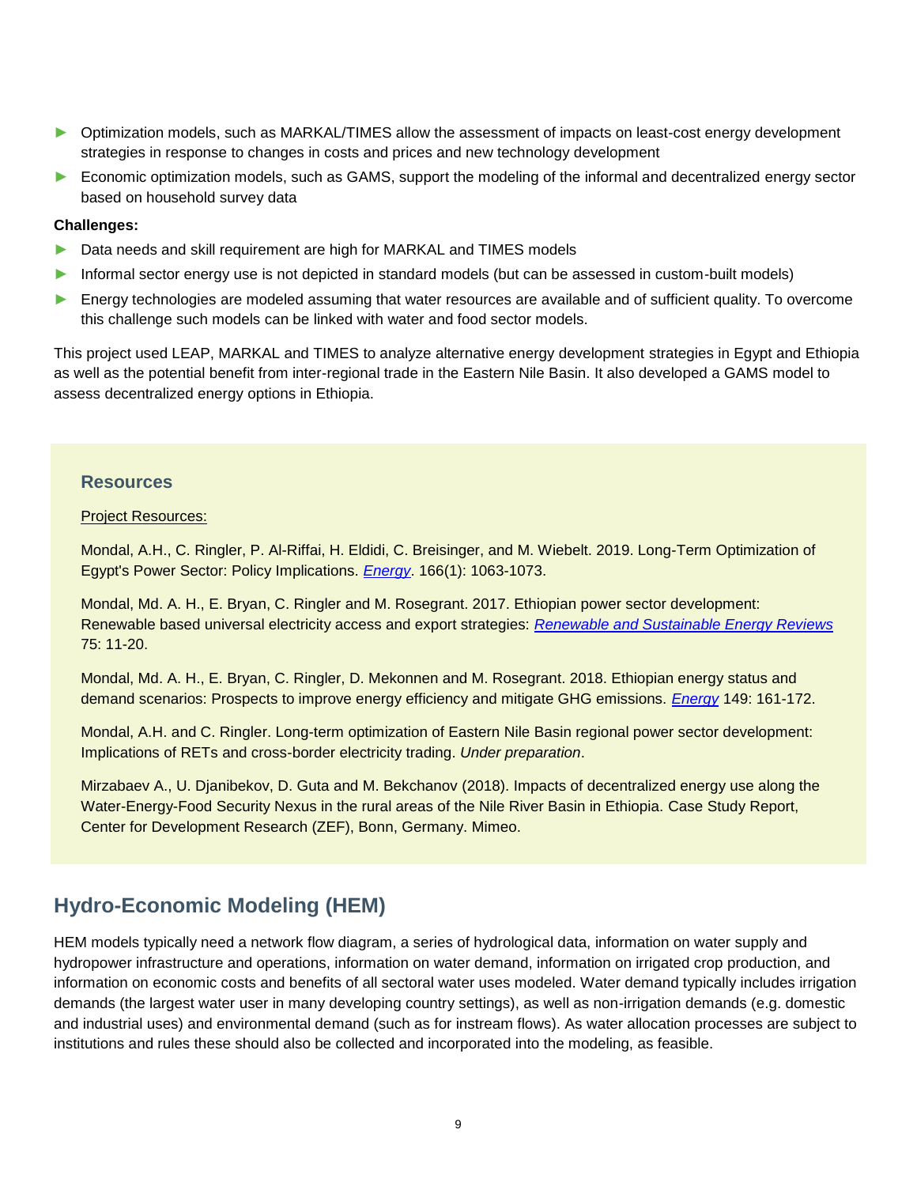- Optimization models, such as MARKAL/TIMES allow the assessment of impacts on least-cost energy development strategies in response to changes in costs and prices and new technology development
- Economic optimization models, such as GAMS, support the modeling of the informal and decentralized energy sector based on household survey data

**Challenges:**

- Data needs and skill requirement are high for MARKAL and TIMES models
- Informal sector energy use is not depicted in standard models (but can be assessed in custom-built models)
- Energy technologies are modeled assuming that water resources are available and of sufficient quality. To overcome this challenge such models can be linked with water and food sector models.

This project used LEAP, MARKAL and TIMES to analyze alternative energy development strategies in Egypt and Ethiopia as well as the potential benefit from inter-regional trade in the Eastern Nile Basin. It also developed a GAMS model to assess decentralized energy options in Ethiopia.

### Resources

Project Resources:

Mondal, A.H., C. Ringler, P. Al-Riffai, H. Eldidi, C. Breisinger, and M. Wiebelt. 2019. Long-Term Optimization of Egypt's Power Sector: Policy Implications. *Energy*. 166(1): 1063-1073.

Mondal, Md. A. H., E. Bryan, C. Ringler and M. Rosegrant. 2017. Ethiopian power sector development: Renewable based universal electricity access and export strategies: *Renewable and Sustainable Energy Reviews* 75: 11-20.

Mondal, Md. A. H., E. Bryan, C. Ringler, D. Mekonnen and M. Rosegrant. 2018. Ethiopian energy status and demand scenarios: Prospects to improve energy efficiency and mitigate GHG emissions. *Energy* 149: 161-172.

Mondal, A.H. and C. Ringler. Long-term optimization of Eastern Nile Basin regional power sector development: Implications of RETs and cross-border electricity trading. *Under preparation*.

Mirzabaev A., U. Djanibekov, D. Guta and M. Bekchanov (2018). Impacts of decentralized energy use along the Water-Energy-Food Security Nexus in the rural areas of the Nile River Basin in Ethiopia. Case Study Report, Center for Development Research (ZEF), Bonn, Germany. Mimeo.

## Hydro-Economic Modeling (HEM)

HEM models typically need a network flow diagram, a series of hydrological data, information on water supply and hydropower infrastructure and operations, information on water demand, information on irrigated crop production, and information on economic costs and benefits of all sectoral water uses modeled. Water demand typically includes irrigation demands (the largest water user in many developing country settings), as well as non-irrigation demands (e.g. domestic and industrial uses) and environmental demand (such as for instream flows). As water allocation processes are subject to institutions and rules these should also be collected and incorporated into the modeling, as feasible.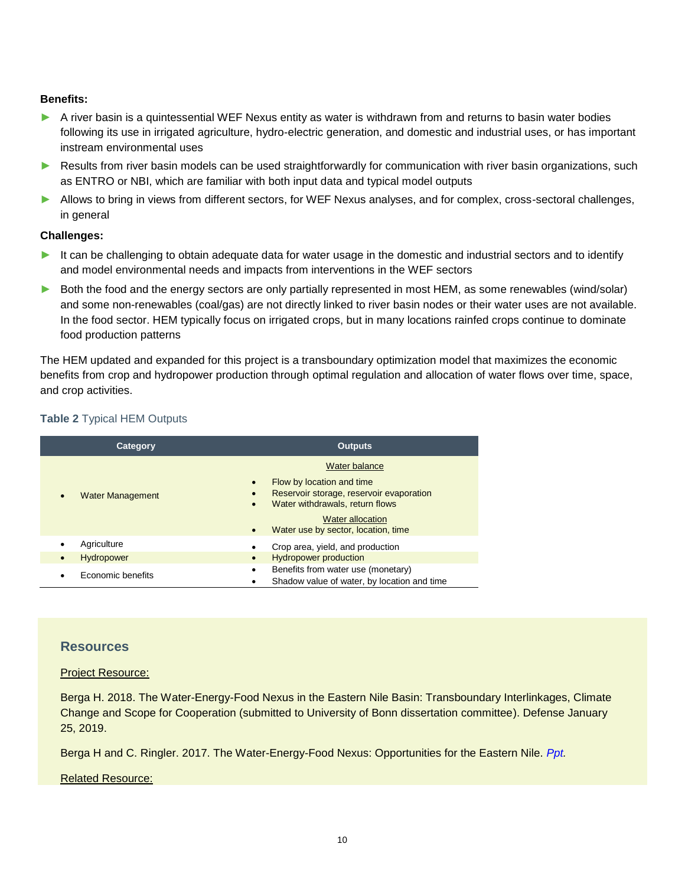**Benefits:**

- A river basin is a quintessential WEF Nexus entity as water is withdrawn from and returns to basin water bodies following its use in irrigated agriculture, hydro-electric generation, and domestic and industrial uses, or has important instream environmental uses
- Results from river basin models can be used straightforwardly for communication with river basin organizations, such as ENTRO or NBI, which are familiar with both input data and typical model outputs
- Allows to bring in views from different sectors, for WEF Nexus analyses, and for complex, cross-sectoral challenges, in general

**Challenges:**

- It can be challenging to obtain adequate data for water usage in the domestic and industrial sectors and to identify and model environmental needs and impacts from interventions in the WEF sectors
- Both the food and the energy sectors are only partially represented in most HEM, as some renewables (wind/solar) and some non-renewables (coal/gas) are not directly linked to river basin nodes or their water uses are not available. In the food sector. HEM typically focus on irrigated crops, but in many locations rainfed crops continue to dominate food production patterns

The HEM updated and expanded for this project is a transboundary optimization model that maximizes the economic benefits from crop and hydropower production through optimal regulation and allocation of water flows over time, space, and crop activities.

**Table 2** Typical HEM Outputs

| Category | Outputs |
|---|---|
| • Water Management | Water balance<br>• Flow by location and time<br>• Reservoir storage, reservoir evaporation<br>• Water withdrawals, return flows<br>Water allocation<br>• Water use by sector, location, time |
| • Agriculture | • Crop area, yield, and production |
| • Hydropower | • Hydropower production |
| • Economic benefits | • Benefits from water use (monetary)<br>• Shadow value of water, by location and time |

## Resources

Project Resource:

Berga H. 2018. The Water-Energy-Food Nexus in the Eastern Nile Basin: Transboundary Interlinkages, Climate Change and Scope for Cooperation (submitted to University of Bonn dissertation committee). Defense January 25, 2019.

Berga H and C. Ringler. 2017. The Water-Energy-Food Nexus: Opportunities for the Eastern Nile. *Ppt.*

Related Resource: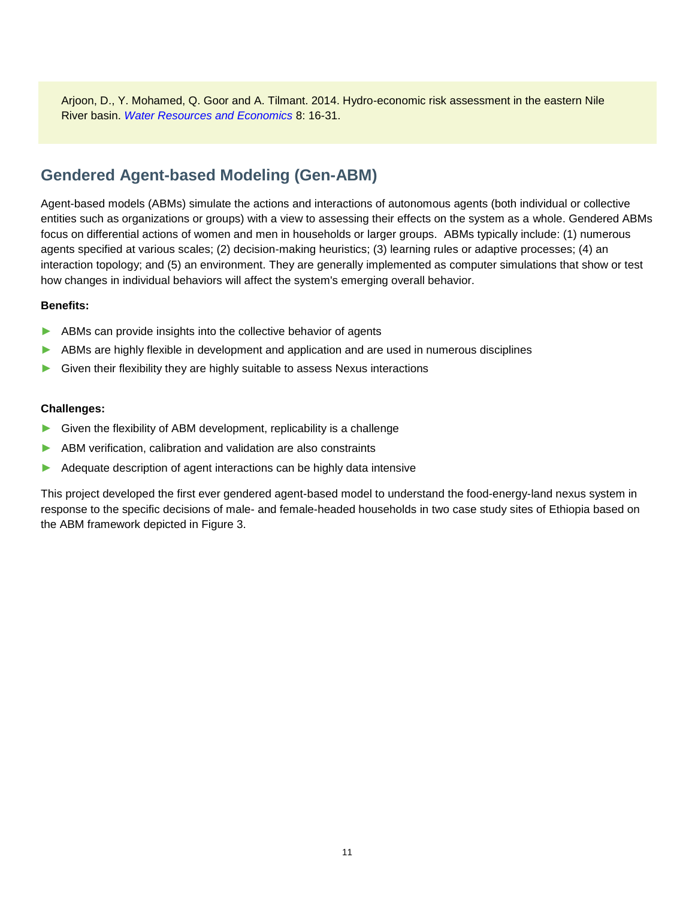Arjoon, D., Y. Mohamed, Q. Goor and A. Tilmant. 2014. Hydro-economic risk assessment in the eastern Nile River basin. *Water Resources and Economics* 8: 16-31.

## Gendered Agent-based Modeling (Gen-ABM)

Agent-based models (ABMs) simulate the actions and interactions of autonomous agents (both individual or collective entities such as organizations or groups) with a view to assessing their effects on the system as a whole. Gendered ABMs focus on differential actions of women and men in households or larger groups. ABMs typically include: (1) numerous agents specified at various scales; (2) decision-making heuristics; (3) learning rules or adaptive processes; (4) an interaction topology; and (5) an environment. They are generally implemented as computer simulations that show or test how changes in individual behaviors will affect the system's emerging overall behavior.

**Benefits:**

- ABMs can provide insights into the collective behavior of agents
- ABMs are highly flexible in development and application and are used in numerous disciplines
- Given their flexibility they are highly suitable to assess Nexus interactions

**Challenges:**

- Given the flexibility of ABM development, replicability is a challenge
- ABM verification, calibration and validation are also constraints
- Adequate description of agent interactions can be highly data intensive

This project developed the first ever gendered agent-based model to understand the food-energy-land nexus system in response to the specific decisions of male- and female-headed households in two case study sites of Ethiopia based on the ABM framework depicted in Figure 3.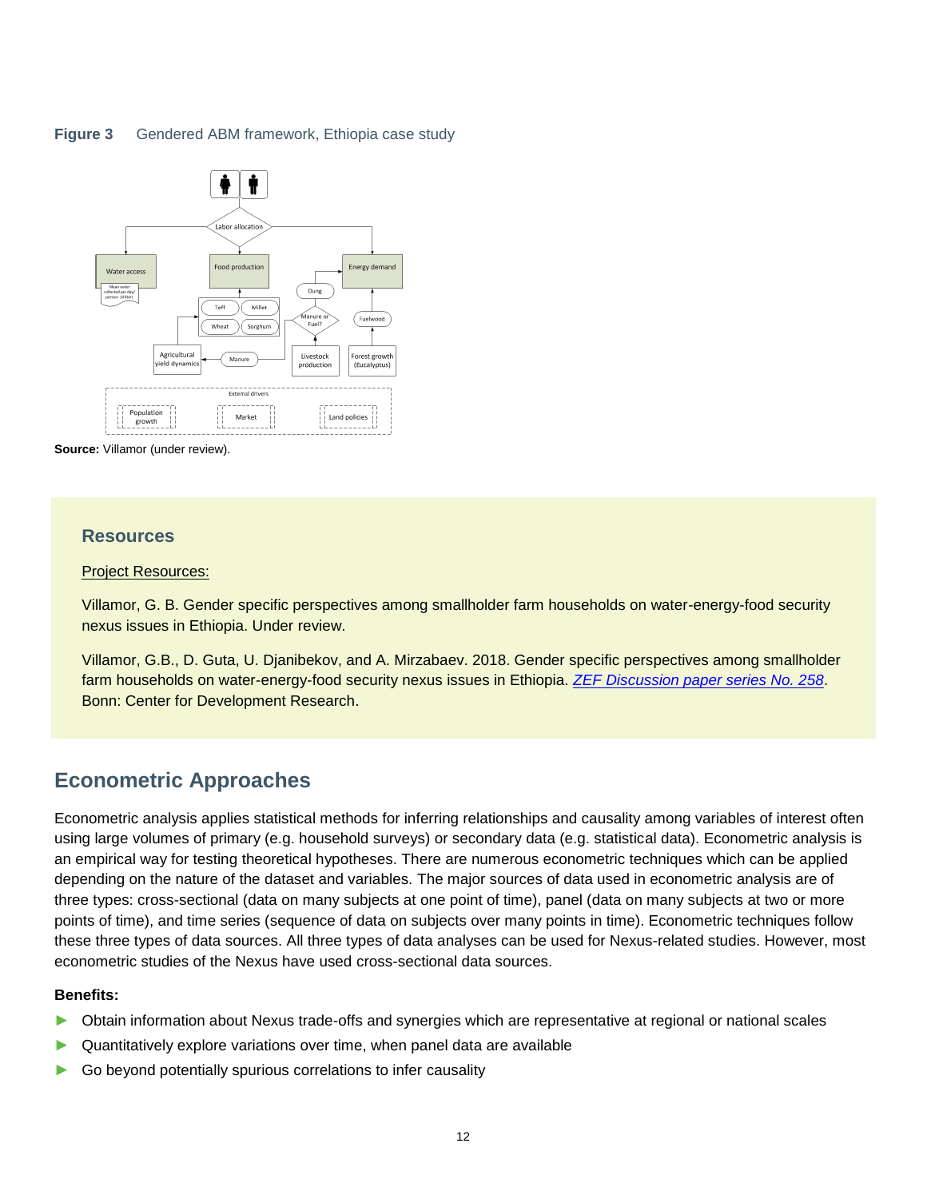**Figure 3** Gendered ABM framework, Ethiopia case study

**Source:** Villamor (under review).

### Resources

Project Resources:

Villamor, G. B. Gender specific perspectives among smallholder farm households on water-energy-food security nexus issues in Ethiopia. Under review.

Villamor, G.B., D. Guta, U. Djanibekov, and A. Mirzabaev. 2018. Gender specific perspectives among smallholder farm households on water-energy-food security nexus issues in Ethiopia. *ZEF Discussion paper series No. 258*. Bonn: Center for Development Research.

## Econometric Approaches

Econometric analysis applies statistical methods for inferring relationships and causality among variables of interest often using large volumes of primary (e.g. household surveys) or secondary data (e.g. statistical data). Econometric analysis is an empirical way for testing theoretical hypotheses. There are numerous econometric techniques which can be applied depending on the nature of the dataset and variables. The major sources of data used in econometric analysis are of three types: cross-sectional (data on many subjects at one point of time), panel (data on many subjects at two or more points of time), and time series (sequence of data on subjects over many points in time). Econometric techniques follow these three types of data sources. All three types of data analyses can be used for Nexus-related studies. However, most econometric studies of the Nexus have used cross-sectional data sources.

**Benefits:**

- Obtain information about Nexus trade-offs and synergies which are representative at regional or national scales
- Quantitatively explore variations over time, when panel data are available
- Go beyond potentially spurious correlations to infer causality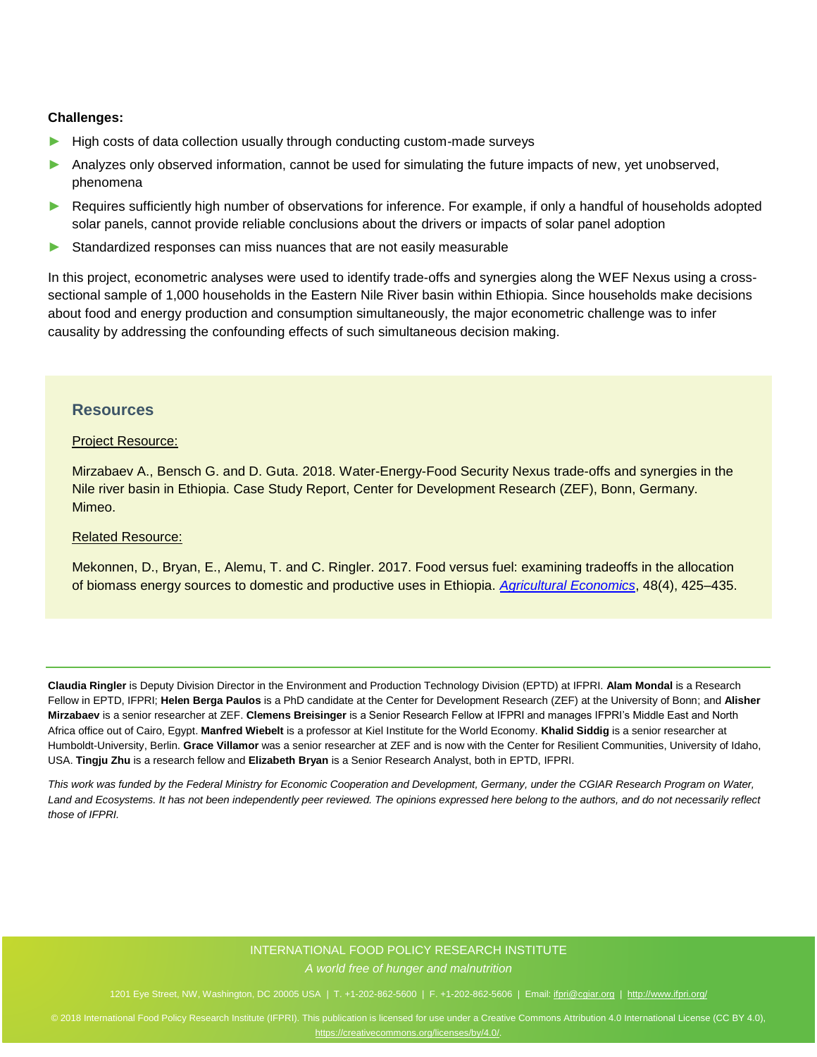**Challenges:**

- High costs of data collection usually through conducting custom-made surveys
- Analyzes only observed information, cannot be used for simulating the future impacts of new, yet unobserved, phenomena
- Requires sufficiently high number of observations for inference. For example, if only a handful of households adopted solar panels, cannot provide reliable conclusions about the drivers or impacts of solar panel adoption
- Standardized responses can miss nuances that are not easily measurable

In this project, econometric analyses were used to identify trade-offs and synergies along the WEF Nexus using a cross-sectional sample of 1,000 households in the Eastern Nile River basin within Ethiopia. Since households make decisions about food and energy production and consumption simultaneously, the major econometric challenge was to infer causality by addressing the confounding effects of such simultaneous decision making.

## Resources

Project Resource:

Mirzabaev A., Bensch G. and D. Guta. 2018. Water-Energy-Food Security Nexus trade-offs and synergies in the Nile river basin in Ethiopia. Case Study Report, Center for Development Research (ZEF), Bonn, Germany. Mimeo.

Related Resource:

Mekonnen, D., Bryan, E., Alemu, T. and C. Ringler. 2017. Food versus fuel: examining tradeoffs in the allocation of biomass energy sources to domestic and productive uses in Ethiopia. *Agricultural Economics*, 48(4), 425–435.

---

**Claudia Ringler** is Deputy Division Director in the Environment and Production Technology Division (EPTD) at IFPRI. **Alam Mondal** is a Research Fellow in EPTD, IFPRI; **Helen Berga Paulos** is a PhD candidate at the Center for Development Research (ZEF) at the University of Bonn; and **Alisher Mirzabaev** is a senior researcher at ZEF. **Clemens Breisinger** is a Senior Research Fellow at IFPRI and manages IFPRI's Middle East and North Africa office out of Cairo, Egypt. **Manfred Wiebelt** is a professor at Kiel Institute for the World Economy. **Khalid Siddig** is a senior researcher at Humboldt-University, Berlin. **Grace Villamor** was a senior researcher at ZEF and is now with the Center for Resilient Communities, University of Idaho, USA. **Tingju Zhu** is a research fellow and **Elizabeth Bryan** is a Senior Research Analyst, both in EPTD, IFPRI.

*This work was funded by the Federal Ministry for Economic Cooperation and Development, Germany, under the CGIAR Research Program on Water, Land and Ecosystems. It has not been independently peer reviewed. The opinions expressed here belong to the authors, and do not necessarily reflect those of IFPRI.*

INTERNATIONAL FOOD POLICY RESEARCH INSTITUTE

*A world free of hunger and malnutrition*

1201 Eye Street, NW, Washington, DC 20005 USA | T. +1-202-862-5600 | F. +1-202-862-5606 | Email: ifpri@cgiar.org | http://www.ifpri.org/

© 2018 International Food Policy Research Institute (IFPRI). This publication is licensed for use under a Creative Commons Attribution 4.0 International License (CC BY 4.0), https://creativecommons.org/licenses/by/4.0/.